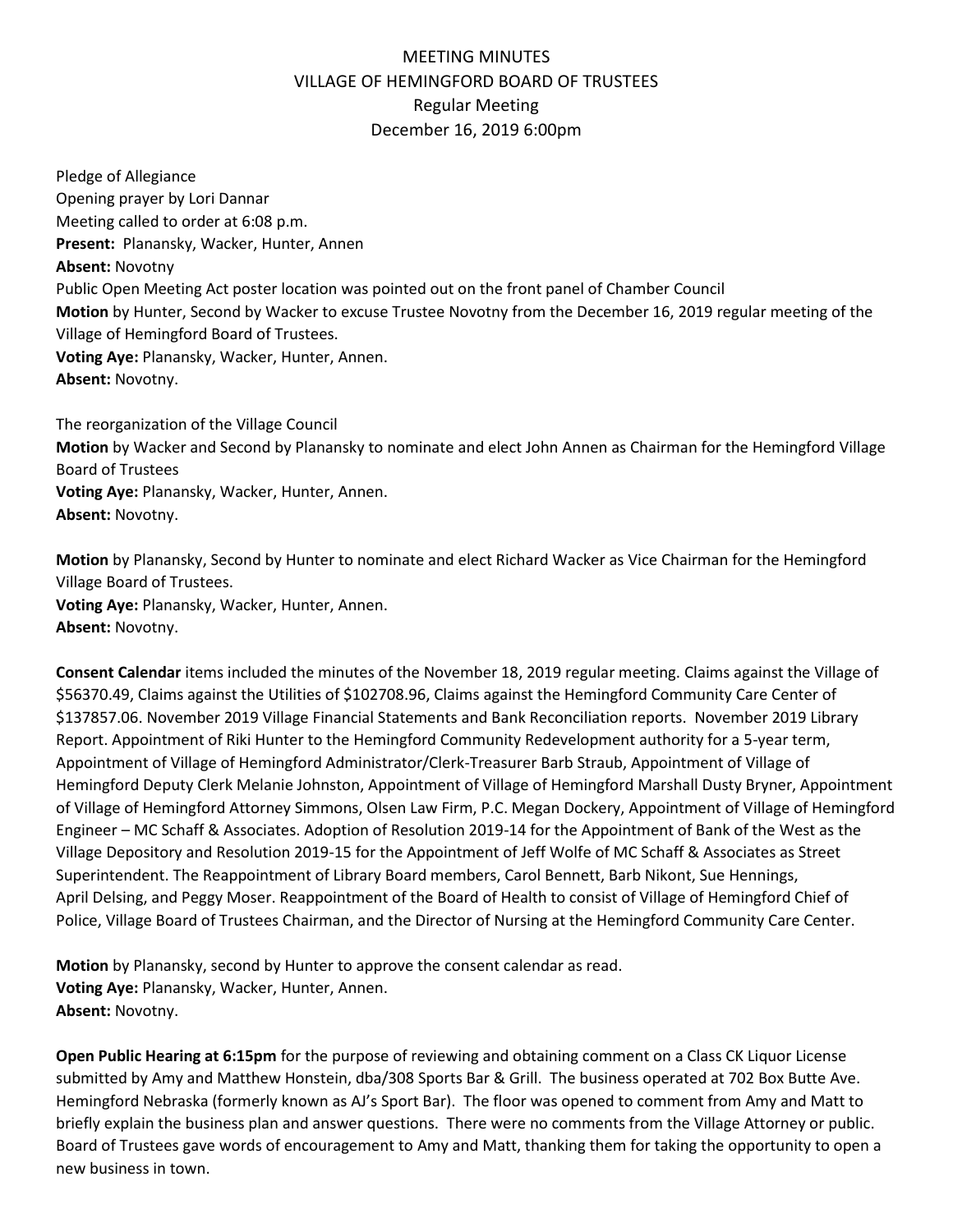# MEETING MINUTES
## VILLAGE OF HEMINGFORD BOARD OF TRUSTEES
### Regular Meeting
### December 16, 2019 6:00pm

Pledge of Allegiance
Opening prayer by Lori Dannar
Meeting called to order at 6:08 p.m.
**Present:** Planansky, Wacker, Hunter, Annen
**Absent:** Novotny
Public Open Meeting Act poster location was pointed out on the front panel of Chamber Council
**Motion** by Hunter, Second by Wacker to excuse Trustee Novotny from the December 16, 2019 regular meeting of the Village of Hemingford Board of Trustees.
**Voting Aye:** Planansky, Wacker, Hunter, Annen.
**Absent:** Novotny.

The reorganization of the Village Council
**Motion** by Wacker and Second by Planansky to nominate and elect John Annen as Chairman for the Hemingford Village Board of Trustees
**Voting Aye:** Planansky, Wacker, Hunter, Annen.
**Absent:** Novotny.

**Motion** by Planansky, Second by Hunter to nominate and elect Richard Wacker as Vice Chairman for the Hemingford Village Board of Trustees.
**Voting Aye:** Planansky, Wacker, Hunter, Annen.
**Absent:** Novotny.

**Consent Calendar** items included the minutes of the November 18, 2019 regular meeting. Claims against the Village of $56370.49, Claims against the Utilities of $102708.96, Claims against the Hemingford Community Care Center of $137857.06. November 2019 Village Financial Statements and Bank Reconciliation reports. November 2019 Library Report. Appointment of Riki Hunter to the Hemingford Community Redevelopment authority for a 5-year term, Appointment of Village of Hemingford Administrator/Clerk-Treasurer Barb Straub, Appointment of Village of Hemingford Deputy Clerk Melanie Johnston, Appointment of Village of Hemingford Marshall Dusty Bryner, Appointment of Village of Hemingford Attorney Simmons, Olsen Law Firm, P.C. Megan Dockery, Appointment of Village of Hemingford Engineer – MC Schaff & Associates. Adoption of Resolution 2019-14 for the Appointment of Bank of the West as the Village Depository and Resolution 2019-15 for the Appointment of Jeff Wolfe of MC Schaff & Associates as Street Superintendent. The Reappointment of Library Board members, Carol Bennett, Barb Nikont, Sue Hennings, April Delsing, and Peggy Moser. Reappointment of the Board of Health to consist of Village of Hemingford Chief of Police, Village Board of Trustees Chairman, and the Director of Nursing at the Hemingford Community Care Center.

**Motion** by Planansky, second by Hunter to approve the consent calendar as read.
**Voting Aye:** Planansky, Wacker, Hunter, Annen.
**Absent:** Novotny.

**Open Public Hearing at 6:15pm** for the purpose of reviewing and obtaining comment on a Class CK Liquor License submitted by Amy and Matthew Honstein, dba/308 Sports Bar & Grill. The business operated at 702 Box Butte Ave. Hemingford Nebraska (formerly known as AJ's Sport Bar). The floor was opened to comment from Amy and Matt to briefly explain the business plan and answer questions. There were no comments from the Village Attorney or public. Board of Trustees gave words of encouragement to Amy and Matt, thanking them for taking the opportunity to open a new business in town.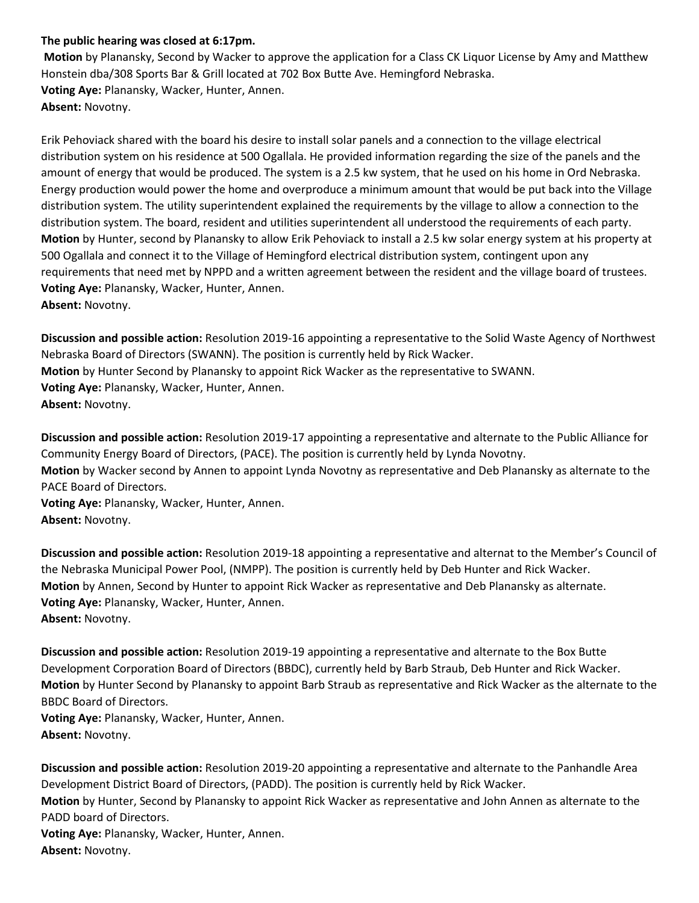**The public hearing was closed at 6:17pm.**

**Motion** by Planansky, Second by Wacker to approve the application for a Class CK Liquor License by Amy and Matthew Honstein dba/308 Sports Bar & Grill located at 702 Box Butte Ave. Hemingford Nebraska.
**Voting Aye:** Planansky, Wacker, Hunter, Annen.
**Absent:** Novotny.

Erik Pehoviack shared with the board his desire to install solar panels and a connection to the village electrical distribution system on his residence at 500 Ogallala. He provided information regarding the size of the panels and the amount of energy that would be produced. The system is a 2.5 kw system, that he used on his home in Ord Nebraska. Energy production would power the home and overproduce a minimum amount that would be put back into the Village distribution system. The utility superintendent explained the requirements by the village to allow a connection to the distribution system. The board, resident and utilities superintendent all understood the requirements of each party.
**Motion** by Hunter, second by Planansky to allow Erik Pehoviack to install a 2.5 kw solar energy system at his property at 500 Ogallala and connect it to the Village of Hemingford electrical distribution system, contingent upon any requirements that need met by NPPD and a written agreement between the resident and the village board of trustees.
**Voting Aye:** Planansky, Wacker, Hunter, Annen.
**Absent:** Novotny.

**Discussion and possible action:** Resolution 2019-16 appointing a representative to the Solid Waste Agency of Northwest Nebraska Board of Directors (SWANN). The position is currently held by Rick Wacker.
**Motion** by Hunter Second by Planansky to appoint Rick Wacker as the representative to SWANN.
**Voting Aye:** Planansky, Wacker, Hunter, Annen.
**Absent:** Novotny.

**Discussion and possible action:** Resolution 2019-17 appointing a representative and alternate to the Public Alliance for Community Energy Board of Directors, (PACE). The position is currently held by Lynda Novotny.
**Motion** by Wacker second by Annen to appoint Lynda Novotny as representative and Deb Planansky as alternate to the PACE Board of Directors.
**Voting Aye:** Planansky, Wacker, Hunter, Annen.
**Absent:** Novotny.

**Discussion and possible action:** Resolution 2019-18 appointing a representative and alternat to the Member's Council of the Nebraska Municipal Power Pool, (NMPP). The position is currently held by Deb Hunter and Rick Wacker.
**Motion** by Annen, Second by Hunter to appoint Rick Wacker as representative and Deb Planansky as alternate.
**Voting Aye:** Planansky, Wacker, Hunter, Annen.
**Absent:** Novotny.

**Discussion and possible action:** Resolution 2019-19 appointing a representative and alternate to the Box Butte Development Corporation Board of Directors (BBDC), currently held by Barb Straub, Deb Hunter and Rick Wacker.
**Motion** by Hunter Second by Planansky to appoint Barb Straub as representative and Rick Wacker as the alternate to the BBDC Board of Directors.
**Voting Aye:** Planansky, Wacker, Hunter, Annen.
**Absent:** Novotny.

**Discussion and possible action:** Resolution 2019-20 appointing a representative and alternate to the Panhandle Area Development District Board of Directors, (PADD). The position is currently held by Rick Wacker.
**Motion** by Hunter, Second by Planansky to appoint Rick Wacker as representative and John Annen as alternate to the PADD board of Directors.
**Voting Aye:** Planansky, Wacker, Hunter, Annen.
**Absent:** Novotny.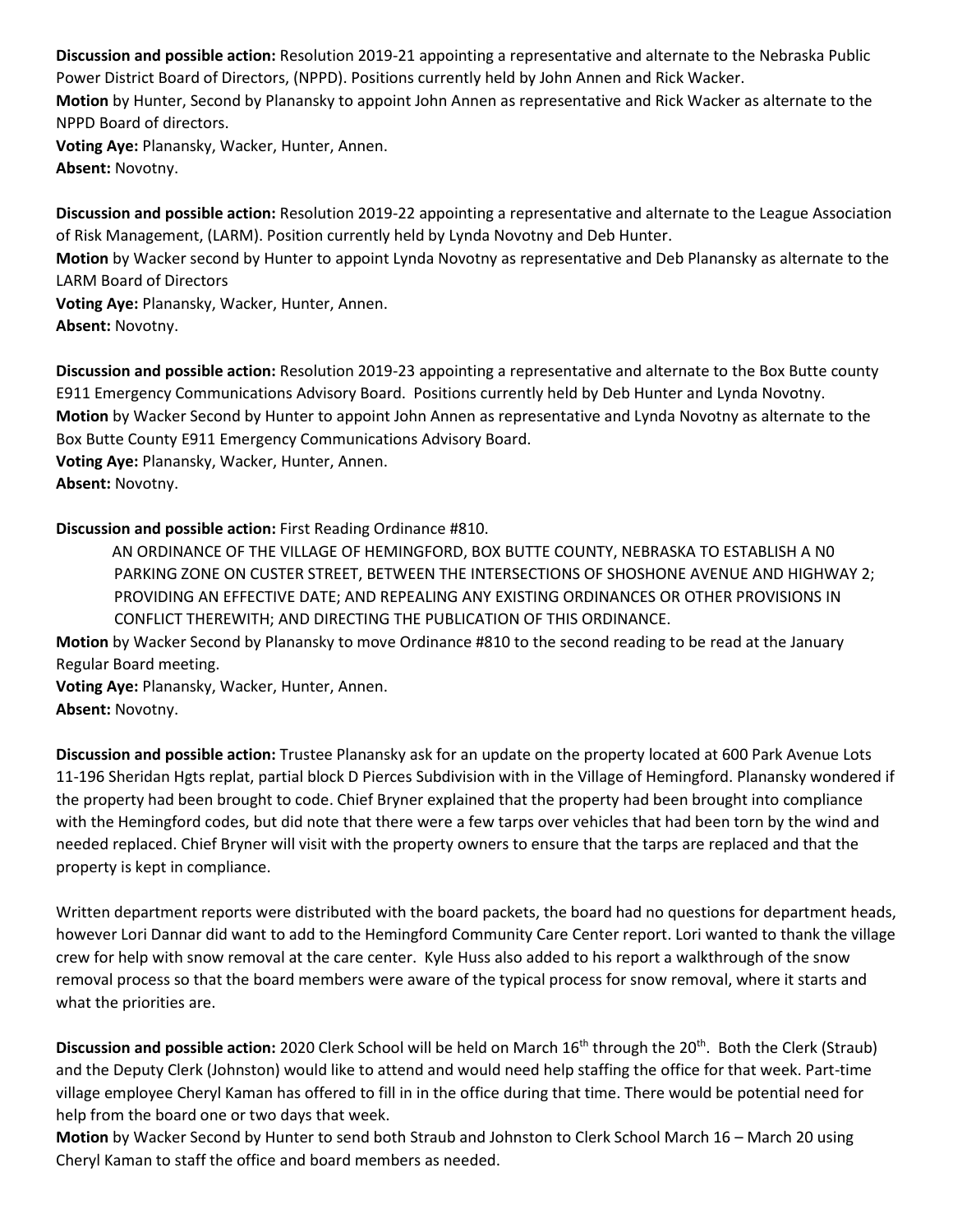**Discussion and possible action:** Resolution 2019-21 appointing a representative and alternate to the Nebraska Public Power District Board of Directors, (NPPD). Positions currently held by John Annen and Rick Wacker.
**Motion** by Hunter, Second by Planansky to appoint John Annen as representative and Rick Wacker as alternate to the NPPD Board of directors.
**Voting Aye:** Planansky, Wacker, Hunter, Annen.
**Absent:** Novotny.

**Discussion and possible action:** Resolution 2019-22 appointing a representative and alternate to the League Association of Risk Management, (LARM). Position currently held by Lynda Novotny and Deb Hunter.
**Motion** by Wacker second by Hunter to appoint Lynda Novotny as representative and Deb Planansky as alternate to the LARM Board of Directors
**Voting Aye:** Planansky, Wacker, Hunter, Annen.
**Absent:** Novotny.

**Discussion and possible action:** Resolution 2019-23 appointing a representative and alternate to the Box Butte county E911 Emergency Communications Advisory Board. Positions currently held by Deb Hunter and Lynda Novotny.
**Motion** by Wacker Second by Hunter to appoint John Annen as representative and Lynda Novotny as alternate to the Box Butte County E911 Emergency Communications Advisory Board.
**Voting Aye:** Planansky, Wacker, Hunter, Annen.
**Absent:** Novotny.

**Discussion and possible action:** First Reading Ordinance #810.

> AN ORDINANCE OF THE VILLAGE OF HEMINGFORD, BOX BUTTE COUNTY, NEBRASKA TO ESTABLISH A N0 PARKING ZONE ON CUSTER STREET, BETWEEN THE INTERSECTIONS OF SHOSHONE AVENUE AND HIGHWAY 2; PROVIDING AN EFFECTIVE DATE; AND REPEALING ANY EXISTING ORDINANCES OR OTHER PROVISIONS IN CONFLICT THEREWITH; AND DIRECTING THE PUBLICATION OF THIS ORDINANCE.

**Motion** by Wacker Second by Planansky to move Ordinance #810 to the second reading to be read at the January Regular Board meeting.
**Voting Aye:** Planansky, Wacker, Hunter, Annen.
**Absent:** Novotny.

**Discussion and possible action:** Trustee Planansky ask for an update on the property located at 600 Park Avenue Lots 11-196 Sheridan Hgts replat, partial block D Pierces Subdivision with in the Village of Hemingford. Planansky wondered if the property had been brought to code. Chief Bryner explained that the property had been brought into compliance with the Hemingford codes, but did note that there were a few tarps over vehicles that had been torn by the wind and needed replaced. Chief Bryner will visit with the property owners to ensure that the tarps are replaced and that the property is kept in compliance.

Written department reports were distributed with the board packets, the board had no questions for department heads, however Lori Dannar did want to add to the Hemingford Community Care Center report. Lori wanted to thank the village crew for help with snow removal at the care center. Kyle Huss also added to his report a walkthrough of the snow removal process so that the board members were aware of the typical process for snow removal, where it starts and what the priorities are.

**Discussion and possible action:** 2020 Clerk School will be held on March 16th through the 20th. Both the Clerk (Straub) and the Deputy Clerk (Johnston) would like to attend and would need help staffing the office for that week. Part-time village employee Cheryl Kaman has offered to fill in in the office during that time. There would be potential need for help from the board one or two days that week.
**Motion** by Wacker Second by Hunter to send both Straub and Johnston to Clerk School March 16 – March 20 using Cheryl Kaman to staff the office and board members as needed.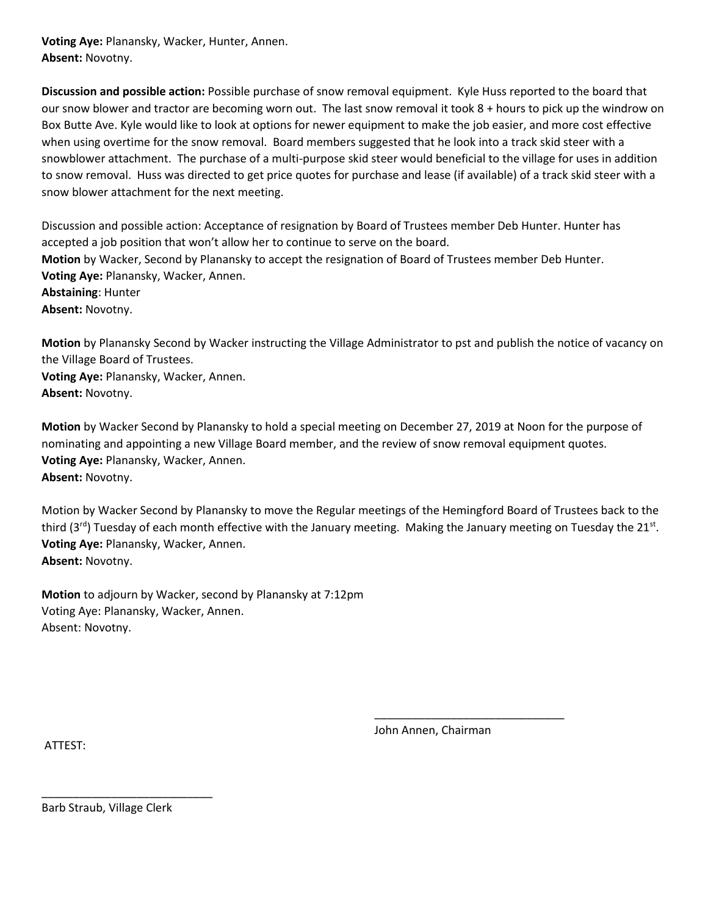**Voting Aye:** Planansky, Wacker, Hunter, Annen.
**Absent:** Novotny.

**Discussion and possible action:** Possible purchase of snow removal equipment. Kyle Huss reported to the board that our snow blower and tractor are becoming worn out. The last snow removal it took 8 + hours to pick up the windrow on Box Butte Ave. Kyle would like to look at options for newer equipment to make the job easier, and more cost effective when using overtime for the snow removal. Board members suggested that he look into a track skid steer with a snowblower attachment. The purchase of a multi-purpose skid steer would beneficial to the village for uses in addition to snow removal. Huss was directed to get price quotes for purchase and lease (if available) of a track skid steer with a snow blower attachment for the next meeting.

Discussion and possible action: Acceptance of resignation by Board of Trustees member Deb Hunter. Hunter has accepted a job position that won't allow her to continue to serve on the board.
**Motion** by Wacker, Second by Planansky to accept the resignation of Board of Trustees member Deb Hunter.
**Voting Aye:** Planansky, Wacker, Annen.
**Abstaining**: Hunter
**Absent:** Novotny.

**Motion** by Planansky Second by Wacker instructing the Village Administrator to pst and publish the notice of vacancy on the Village Board of Trustees.
**Voting Aye:** Planansky, Wacker, Annen.
**Absent:** Novotny.

**Motion** by Wacker Second by Planansky to hold a special meeting on December 27, 2019 at Noon for the purpose of nominating and appointing a new Village Board member, and the review of snow removal equipment quotes.
**Voting Aye:** Planansky, Wacker, Annen.
**Absent:** Novotny.

Motion by Wacker Second by Planansky to move the Regular meetings of the Hemingford Board of Trustees back to the third (3rd) Tuesday of each month effective with the January meeting. Making the January meeting on Tuesday the 21st.
**Voting Aye:** Planansky, Wacker, Annen.
**Absent:** Novotny.

**Motion** to adjourn by Wacker, second by Planansky at 7:12pm
Voting Aye: Planansky, Wacker, Annen.
Absent: Novotny.

______________________________
John Annen, Chairman

ATTEST:

___________________________
Barb Straub, Village Clerk